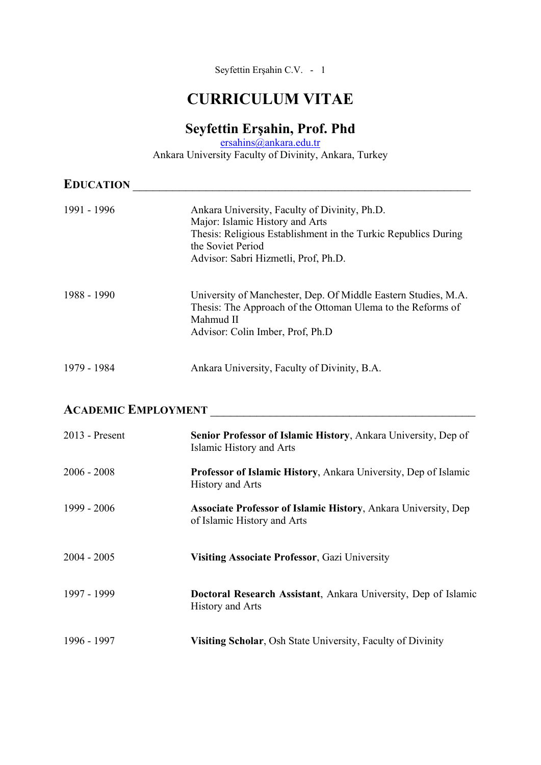# CURRICULUM VITAE

## Seyfettin Erşahin, Prof. Phd

ersahins@ankara.edu.tr
Ankara University Faculty of Divinity, Ankara, Turkey

## EDUCATION

1991 - 1996
Ankara University, Faculty of Divinity, Ph.D.
Major: Islamic History and Arts
Thesis: Religious Establishment in the Turkic Republics During the Soviet Period
Advisor: Sabri Hizmetli, Prof, Ph.D.

1988 - 1990
University of Manchester, Dep. Of Middle Eastern Studies, M.A.
Thesis: The Approach of the Ottoman Ulema to the Reforms of Mahmud II
Advisor: Colin Imber, Prof, Ph.D

1979 - 1984
Ankara University, Faculty of Divinity, B.A.

## ACADEMIC EMPLOYMENT

2013 - Present
**Senior Professor of Islamic History**, Ankara University, Dep of Islamic History and Arts

2006 - 2008
**Professor of Islamic History**, Ankara University, Dep of Islamic History and Arts

1999 - 2006
**Associate Professor of Islamic History**, Ankara University, Dep of Islamic History and Arts

2004 - 2005
**Visiting Associate Professor**, Gazi University

1997 - 1999
**Doctoral Research Assistant**, Ankara University, Dep of Islamic History and Arts

1996 - 1997
**Visiting Scholar**, Osh State University, Faculty of Divinity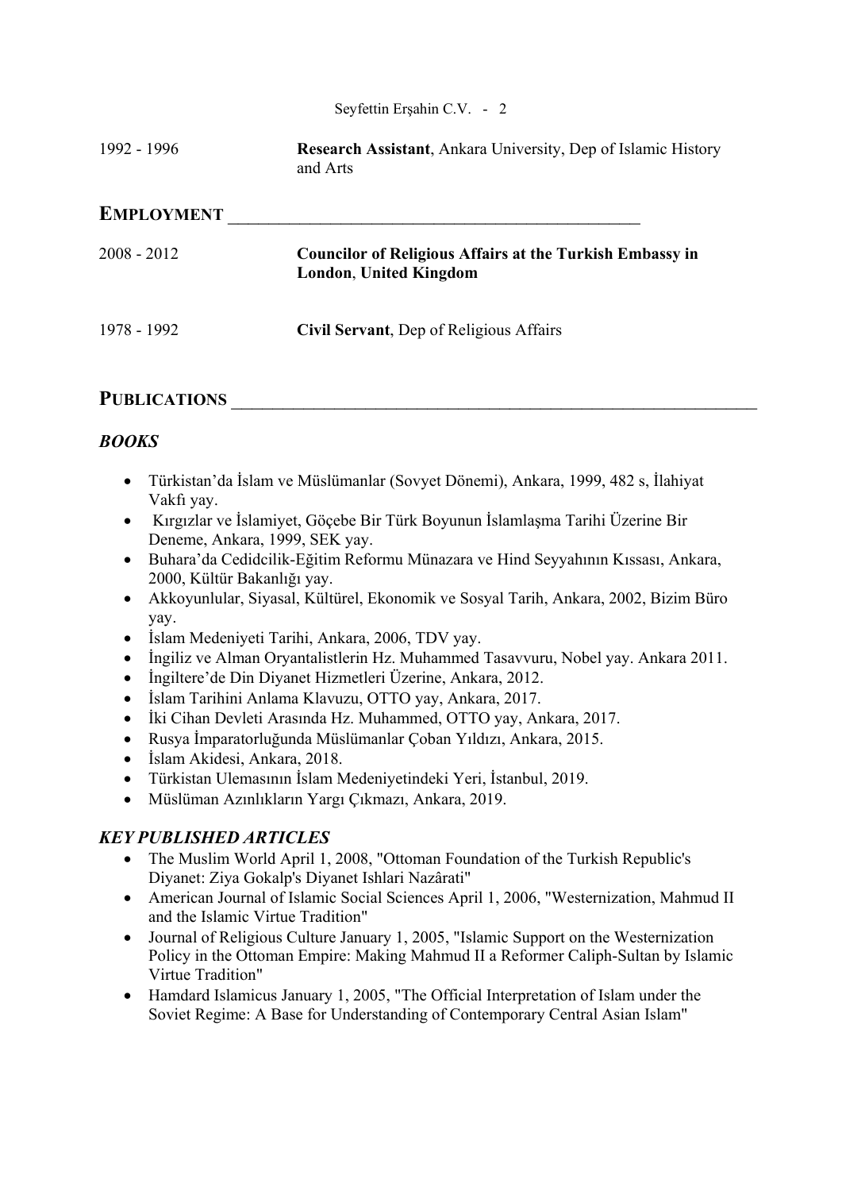| | |
|---|---|
| 1992 - 1996 | **Research Assistant**, Ankara University, Dep of Islamic History and Arts |

## EMPLOYMENT

| | |
|---|---|
| 2008 - 2012 | **Councilor of Religious Affairs at the Turkish Embassy in London**, **United Kingdom** |
| 1978 - 1992 | **Civil Servant**, Dep of Religious Affairs |

## PUBLICATIONS

### *BOOKS*

- Türkistan'da İslam ve Müslümanlar (Sovyet Dönemi), Ankara, 1999, 482 s, İlahiyat Vakfı yay.
- Kırgızlar ve İslamiyet, Göçebe Bir Türk Boyunun İslamlaşma Tarihi Üzerine Bir Deneme, Ankara, 1999, SEK yay.
- Buhara'da Cedidcilik-Eğitim Reformu Münazara ve Hind Seyyahının Kıssası, Ankara, 2000, Kültür Bakanlığı yay.
- Akkoyunlular, Siyasal, Kültürel, Ekonomik ve Sosyal Tarih, Ankara, 2002, Bizim Büro yay.
- İslam Medeniyeti Tarihi, Ankara, 2006, TDV yay.
- İngiliz ve Alman Oryantalistlerin Hz. Muhammed Tasavvuru, Nobel yay. Ankara 2011.
- İngiltere'de Din Diyanet Hizmetleri Üzerine, Ankara, 2012.
- İslam Tarihini Anlama Klavuzu, OTTO yay, Ankara, 2017.
- İki Cihan Devleti Arasında Hz. Muhammed, OTTO yay, Ankara, 2017.
- Rusya İmparatorluğunda Müslümanlar Çoban Yıldızı, Ankara, 2015.
- İslam Akidesi, Ankara, 2018.
- Türkistan Ulemasının İslam Medeniyetindeki Yeri, İstanbul, 2019.
- Müslüman Azınlıkların Yargı Çıkmazı, Ankara, 2019.

### *KEY PUBLISHED ARTICLES*

- The Muslim World April 1, 2008, "Ottoman Foundation of the Turkish Republic's Diyanet: Ziya Gokalp's Diyanet Ishlari Nazârati"
- American Journal of Islamic Social Sciences April 1, 2006, "Westernization, Mahmud II and the Islamic Virtue Tradition"
- Journal of Religious Culture January 1, 2005, "Islamic Support on the Westernization Policy in the Ottoman Empire: Making Mahmud II a Reformer Caliph-Sultan by Islamic Virtue Tradition"
- Hamdard Islamicus January 1, 2005, "The Official Interpretation of Islam under the Soviet Regime: A Base for Understanding of Contemporary Central Asian Islam"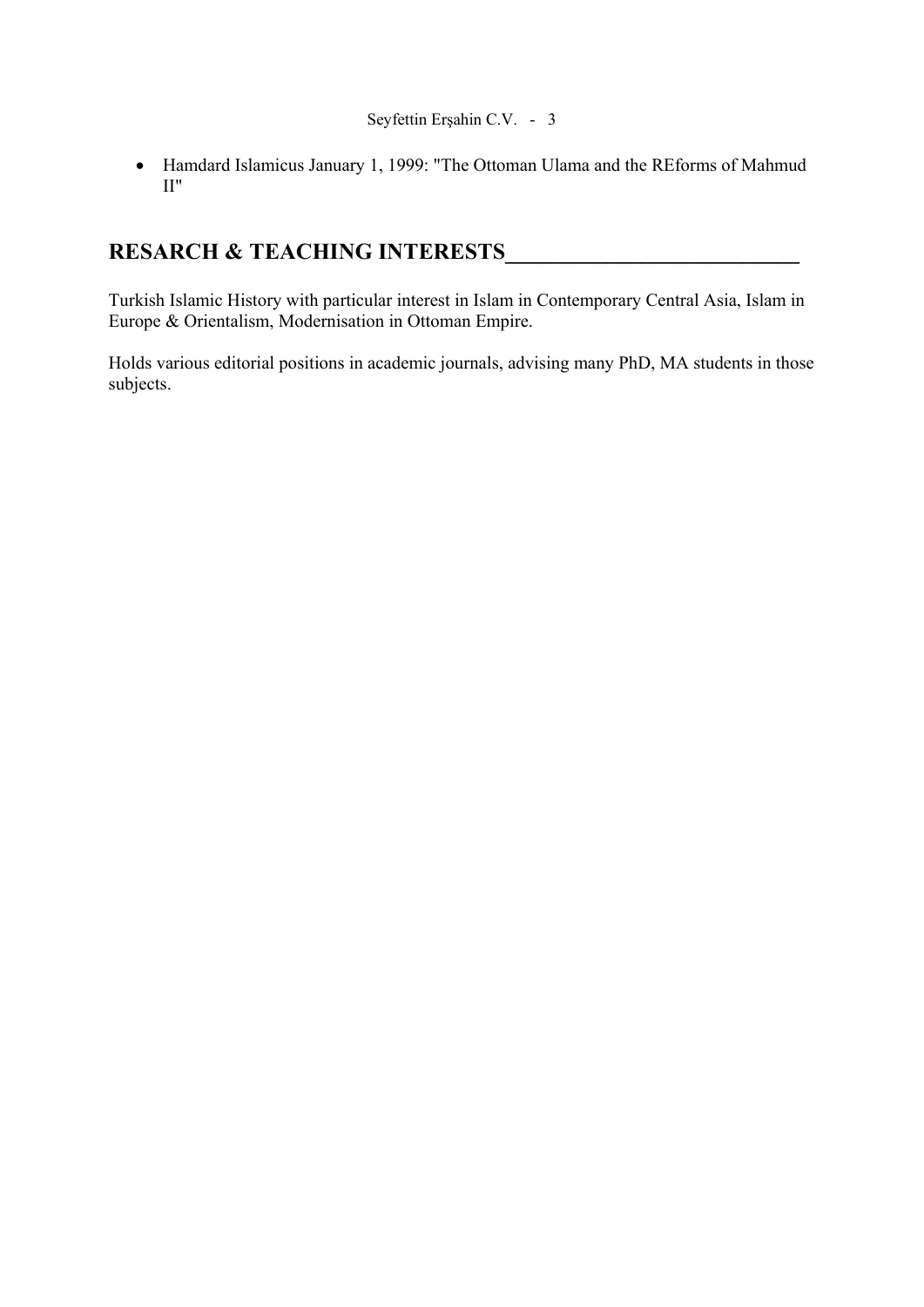- Hamdard Islamicus January 1, 1999: "The Ottoman Ulama and the REforms of Mahmud II"

## RESARCH & TEACHING INTERESTS

Turkish Islamic History with particular interest in Islam in Contemporary Central Asia, Islam in Europe & Orientalism, Modernisation in Ottoman Empire.

Holds various editorial positions in academic journals, advising many PhD, MA students in those subjects.